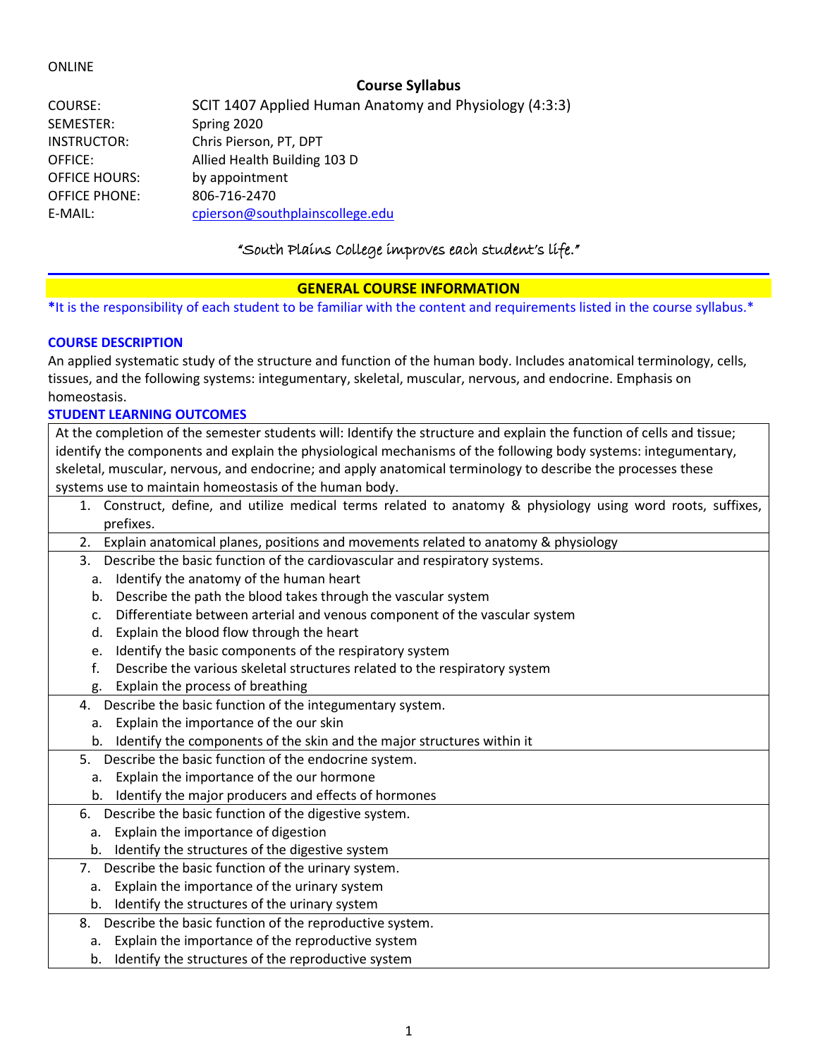ONLINE

## Course Syllabus

COURSE: SCIT 1407 Applied Human Anatomy and Physiology (4:3:3)
SEMESTER: Spring 2020
INSTRUCTOR: Chris Pierson, PT, DPT
OFFICE: Allied Health Building 103 D
OFFICE HOURS: by appointment
OFFICE PHONE: 806-716-2470
E-MAIL: cpierson@southplainscollege.edu

*"South Plains College improves each student's life."*

## GENERAL COURSE INFORMATION

**\***It is the responsibility of each student to be familiar with the content and requirements listed in the course syllabus.*

### COURSE DESCRIPTION

An applied systematic study of the structure and function of the human body. Includes anatomical terminology, cells, tissues, and the following systems: integumentary, skeletal, muscular, nervous, and endocrine. Emphasis on homeostasis.

### STUDENT LEARNING OUTCOMES

At the completion of the semester students will: Identify the structure and explain the function of cells and tissue; identify the components and explain the physiological mechanisms of the following body systems: integumentary, skeletal, muscular, nervous, and endocrine; and apply anatomical terminology to describe the processes these systems use to maintain homeostasis of the human body.

1. Construct, define, and utilize medical terms related to anatomy & physiology using word roots, suffixes, prefixes.
2. Explain anatomical planes, positions and movements related to anatomy & physiology
3. Describe the basic function of the cardiovascular and respiratory systems.
   a. Identify the anatomy of the human heart
   b. Describe the path the blood takes through the vascular system
   c. Differentiate between arterial and venous component of the vascular system
   d. Explain the blood flow through the heart
   e. Identify the basic components of the respiratory system
   f. Describe the various skeletal structures related to the respiratory system
   g. Explain the process of breathing
4. Describe the basic function of the integumentary system.
   a. Explain the importance of the our skin
   b. Identify the components of the skin and the major structures within it
5. Describe the basic function of the endocrine system.
   a. Explain the importance of the our hormone
   b. Identify the major producers and effects of hormones
6. Describe the basic function of the digestive system.
   a. Explain the importance of digestion
   b. Identify the structures of the digestive system
7. Describe the basic function of the urinary system.
   a. Explain the importance of the urinary system
   b. Identify the structures of the urinary system
8. Describe the basic function of the reproductive system.
   a. Explain the importance of the reproductive system
   b. Identify the structures of the reproductive system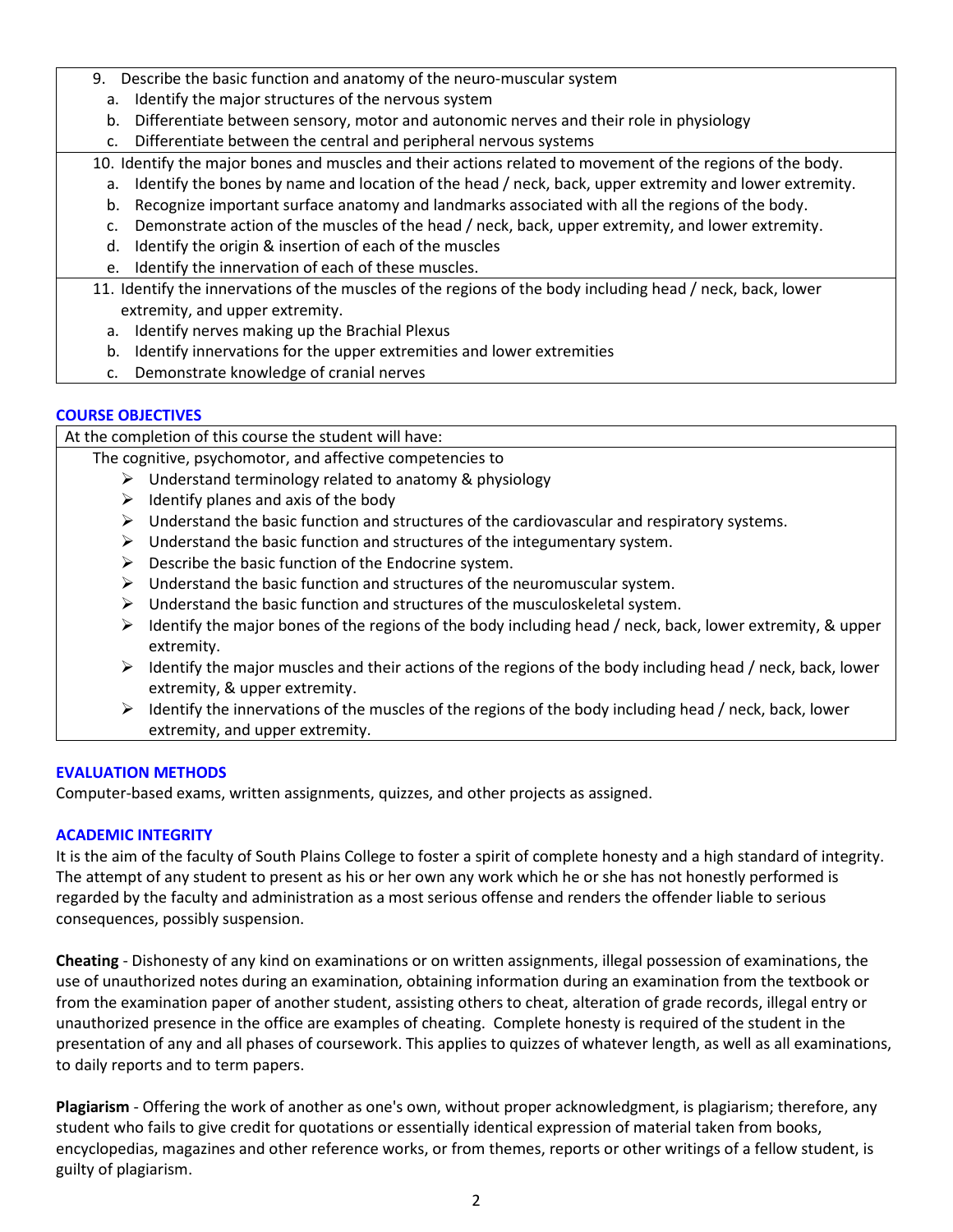9. Describe the basic function and anatomy of the neuro-muscular system
   a. Identify the major structures of the nervous system
   b. Differentiate between sensory, motor and autonomic nerves and their role in physiology
   c. Differentiate between the central and peripheral nervous systems
10. Identify the major bones and muscles and their actions related to movement of the regions of the body.
    a. Identify the bones by name and location of the head / neck, back, upper extremity and lower extremity.
    b. Recognize important surface anatomy and landmarks associated with all the regions of the body.
    c. Demonstrate action of the muscles of the head / neck, back, upper extremity, and lower extremity.
    d. Identify the origin & insertion of each of the muscles
    e. Identify the innervation of each of these muscles.
11. Identify the innervations of the muscles of the regions of the body including head / neck, back, lower extremity, and upper extremity.
    a. Identify nerves making up the Brachial Plexus
    b. Identify innervations for the upper extremities and lower extremities
    c. Demonstrate knowledge of cranial nerves

## COURSE OBJECTIVES

At the completion of this course the student will have:

The cognitive, psychomotor, and affective competencies to

- Understand terminology related to anatomy & physiology
- Identify planes and axis of the body
- Understand the basic function and structures of the cardiovascular and respiratory systems.
- Understand the basic function and structures of the integumentary system.
- Describe the basic function of the Endocrine system.
- Understand the basic function and structures of the neuromuscular system.
- Understand the basic function and structures of the musculoskeletal system.
- Identify the major bones of the regions of the body including head / neck, back, lower extremity, & upper extremity.
- Identify the major muscles and their actions of the regions of the body including head / neck, back, lower extremity, & upper extremity.
- Identify the innervations of the muscles of the regions of the body including head / neck, back, lower extremity, and upper extremity.

## EVALUATION METHODS

Computer-based exams, written assignments, quizzes, and other projects as assigned.

## ACADEMIC INTEGRITY

It is the aim of the faculty of South Plains College to foster a spirit of complete honesty and a high standard of integrity. The attempt of any student to present as his or her own any work which he or she has not honestly performed is regarded by the faculty and administration as a most serious offense and renders the offender liable to serious consequences, possibly suspension.

**Cheating** - Dishonesty of any kind on examinations or on written assignments, illegal possession of examinations, the use of unauthorized notes during an examination, obtaining information during an examination from the textbook or from the examination paper of another student, assisting others to cheat, alteration of grade records, illegal entry or unauthorized presence in the office are examples of cheating. Complete honesty is required of the student in the presentation of any and all phases of coursework. This applies to quizzes of whatever length, as well as all examinations, to daily reports and to term papers.

**Plagiarism** - Offering the work of another as one's own, without proper acknowledgment, is plagiarism; therefore, any student who fails to give credit for quotations or essentially identical expression of material taken from books, encyclopedias, magazines and other reference works, or from themes, reports or other writings of a fellow student, is guilty of plagiarism.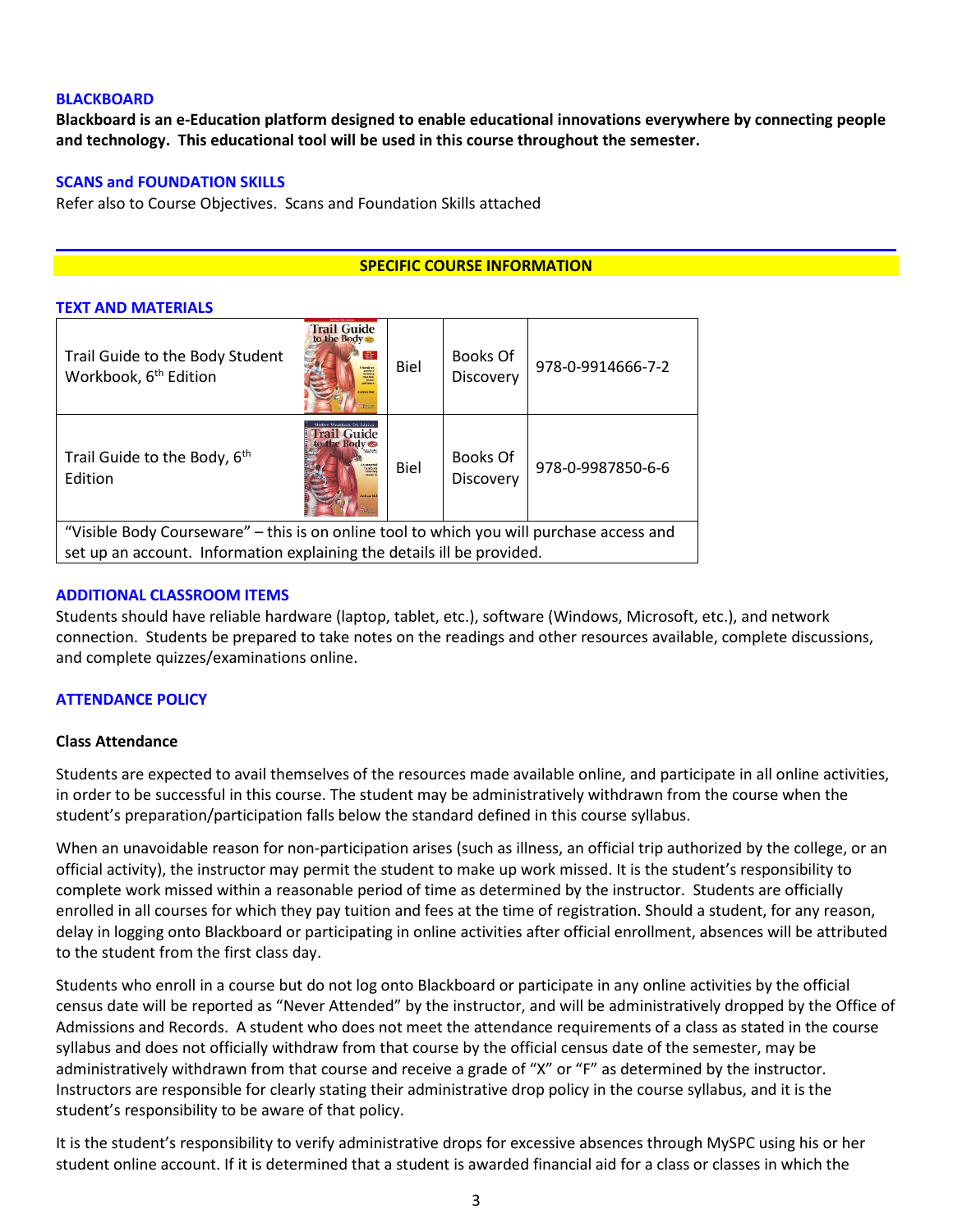### BLACKBOARD

**Blackboard is an e-Education platform designed to enable educational innovations everywhere by connecting people and technology. This educational tool will be used in this course throughout the semester.**

### SCANS and FOUNDATION SKILLS

Refer also to Course Objectives. Scans and Foundation Skills attached

## SPECIFIC COURSE INFORMATION

### TEXT AND MATERIALS

| | | | | |
|---|---|---|---|---|
| Trail Guide to the Body Student Workbook, 6th Edition | | Biel | Books Of Discovery | 978-0-9914666-7-2 |
| Trail Guide to the Body, 6th Edition | | Biel | Books Of Discovery | 978-0-9987850-6-6 |
| "Visible Body Courseware" – this is on online tool to which you will purchase access and set up an account. Information explaining the details ill be provided. | | | | |

### ADDITIONAL CLASSROOM ITEMS

Students should have reliable hardware (laptop, tablet, etc.), software (Windows, Microsoft, etc.), and network connection. Students be prepared to take notes on the readings and other resources available, complete discussions, and complete quizzes/examinations online.

### ATTENDANCE POLICY

**Class Attendance**

Students are expected to avail themselves of the resources made available online, and participate in all online activities, in order to be successful in this course. The student may be administratively withdrawn from the course when the student's preparation/participation falls below the standard defined in this course syllabus.

When an unavoidable reason for non-participation arises (such as illness, an official trip authorized by the college, or an official activity), the instructor may permit the student to make up work missed. It is the student's responsibility to complete work missed within a reasonable period of time as determined by the instructor. Students are officially enrolled in all courses for which they pay tuition and fees at the time of registration. Should a student, for any reason, delay in logging onto Blackboard or participating in online activities after official enrollment, absences will be attributed to the student from the first class day.

Students who enroll in a course but do not log onto Blackboard or participate in any online activities by the official census date will be reported as "Never Attended" by the instructor, and will be administratively dropped by the Office of Admissions and Records. A student who does not meet the attendance requirements of a class as stated in the course syllabus and does not officially withdraw from that course by the official census date of the semester, may be administratively withdrawn from that course and receive a grade of "X" or "F" as determined by the instructor. Instructors are responsible for clearly stating their administrative drop policy in the course syllabus, and it is the student's responsibility to be aware of that policy.

It is the student's responsibility to verify administrative drops for excessive absences through MySPC using his or her student online account. If it is determined that a student is awarded financial aid for a class or classes in which the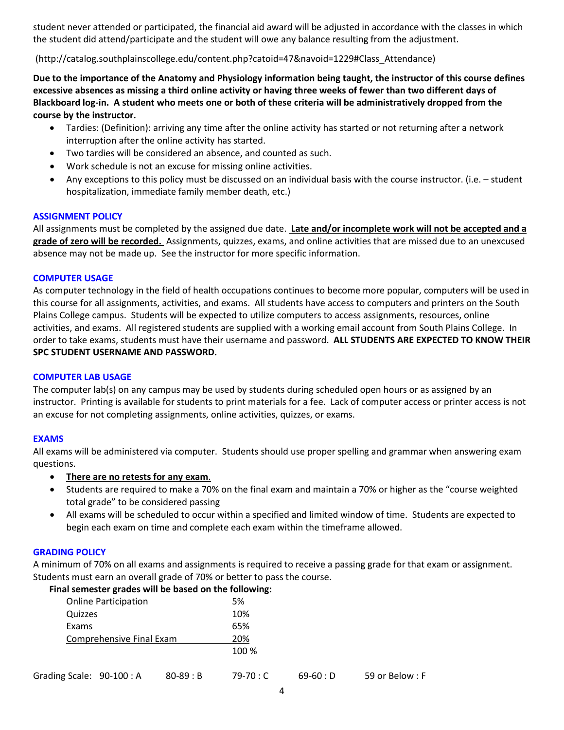student never attended or participated, the financial aid award will be adjusted in accordance with the classes in which the student did attend/participate and the student will owe any balance resulting from the adjustment.

(http://catalog.southplainscollege.edu/content.php?catoid=47&navoid=1229#Class_Attendance)

**Due to the importance of the Anatomy and Physiology information being taught, the instructor of this course defines excessive absences as missing a third online activity or having three weeks of fewer than two different days of Blackboard log-in. A student who meets one or both of these criteria will be administratively dropped from the course by the instructor.**

- Tardies: (Definition): arriving any time after the online activity has started or not returning after a network interruption after the online activity has started.
- Two tardies will be considered an absence, and counted as such.
- Work schedule is not an excuse for missing online activities.
- Any exceptions to this policy must be discussed on an individual basis with the course instructor. (i.e. – student hospitalization, immediate family member death, etc.)

### ASSIGNMENT POLICY

All assignments must be completed by the assigned due date. **Late and/or incomplete work will not be accepted and a grade of zero will be recorded.** Assignments, quizzes, exams, and online activities that are missed due to an unexcused absence may not be made up. See the instructor for more specific information.

### COMPUTER USAGE

As computer technology in the field of health occupations continues to become more popular, computers will be used in this course for all assignments, activities, and exams. All students have access to computers and printers on the South Plains College campus. Students will be expected to utilize computers to access assignments, resources, online activities, and exams. All registered students are supplied with a working email account from South Plains College. In order to take exams, students must have their username and password. **ALL STUDENTS ARE EXPECTED TO KNOW THEIR SPC STUDENT USERNAME AND PASSWORD.**

### COMPUTER LAB USAGE

The computer lab(s) on any campus may be used by students during scheduled open hours or as assigned by an instructor. Printing is available for students to print materials for a fee. Lack of computer access or printer access is not an excuse for not completing assignments, online activities, quizzes, or exams.

### EXAMS

All exams will be administered via computer. Students should use proper spelling and grammar when answering exam questions.

- **There are no retests for any exam**.
- Students are required to make a 70% on the final exam and maintain a 70% or higher as the "course weighted total grade" to be considered passing
- All exams will be scheduled to occur within a specified and limited window of time. Students are expected to begin each exam on time and complete each exam within the timeframe allowed.

### GRADING POLICY

A minimum of 70% on all exams and assignments is required to receive a passing grade for that exam or assignment. Students must earn an overall grade of 70% or better to pass the course.

**Final semester grades will be based on the following:**

| Component | Weight |
| --- | --- |
| Online Participation | 5% |
| Quizzes | 10% |
| Exams | 65% |
| Comprehensive Final Exam | 20% |
| | 100 % |

Grading Scale: 90-100 : A 80-89 : B 79-70 : C 69-60 : D 59 or Below : F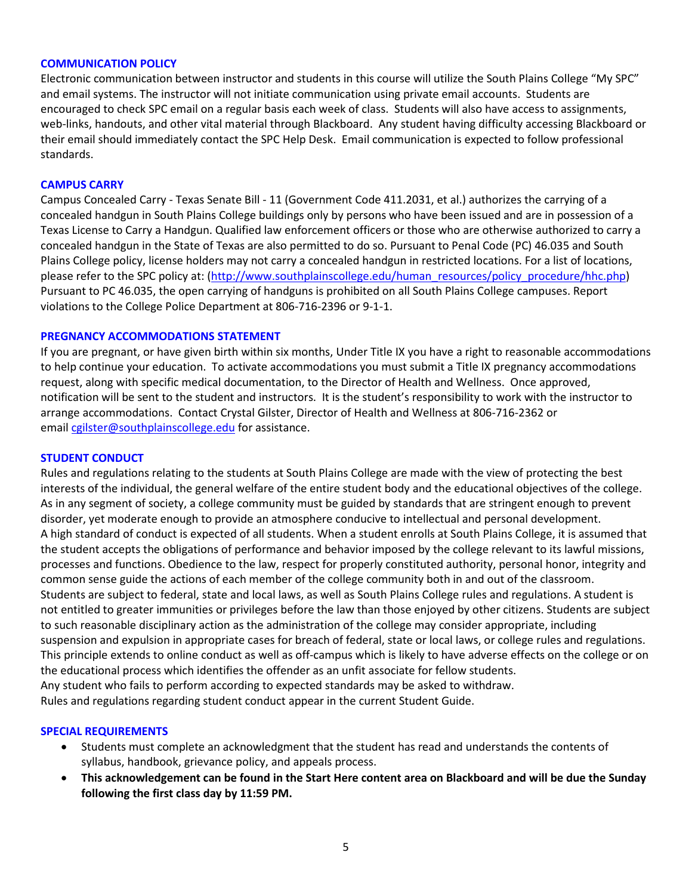### COMMUNICATION POLICY

Electronic communication between instructor and students in this course will utilize the South Plains College "My SPC" and email systems. The instructor will not initiate communication using private email accounts. Students are encouraged to check SPC email on a regular basis each week of class. Students will also have access to assignments, web-links, handouts, and other vital material through Blackboard. Any student having difficulty accessing Blackboard or their email should immediately contact the SPC Help Desk. Email communication is expected to follow professional standards.

### CAMPUS CARRY

Campus Concealed Carry - Texas Senate Bill - 11 (Government Code 411.2031, et al.) authorizes the carrying of a concealed handgun in South Plains College buildings only by persons who have been issued and are in possession of a Texas License to Carry a Handgun. Qualified law enforcement officers or those who are otherwise authorized to carry a concealed handgun in the State of Texas are also permitted to do so. Pursuant to Penal Code (PC) 46.035 and South Plains College policy, license holders may not carry a concealed handgun in restricted locations. For a list of locations, please refer to the SPC policy at: (http://www.southplainscollege.edu/human_resources/policy_procedure/hhc.php) Pursuant to PC 46.035, the open carrying of handguns is prohibited on all South Plains College campuses. Report violations to the College Police Department at 806-716-2396 or 9-1-1.

### PREGNANCY ACCOMMODATIONS STATEMENT

If you are pregnant, or have given birth within six months, Under Title IX you have a right to reasonable accommodations to help continue your education. To activate accommodations you must submit a Title IX pregnancy accommodations request, along with specific medical documentation, to the Director of Health and Wellness. Once approved, notification will be sent to the student and instructors. It is the student's responsibility to work with the instructor to arrange accommodations. Contact Crystal Gilster, Director of Health and Wellness at 806-716-2362 or email cgilster@southplainscollege.edu for assistance.

### STUDENT CONDUCT

Rules and regulations relating to the students at South Plains College are made with the view of protecting the best interests of the individual, the general welfare of the entire student body and the educational objectives of the college. As in any segment of society, a college community must be guided by standards that are stringent enough to prevent disorder, yet moderate enough to provide an atmosphere conducive to intellectual and personal development.
A high standard of conduct is expected of all students. When a student enrolls at South Plains College, it is assumed that the student accepts the obligations of performance and behavior imposed by the college relevant to its lawful missions, processes and functions. Obedience to the law, respect for properly constituted authority, personal honor, integrity and common sense guide the actions of each member of the college community both in and out of the classroom.
Students are subject to federal, state and local laws, as well as South Plains College rules and regulations. A student is not entitled to greater immunities or privileges before the law than those enjoyed by other citizens. Students are subject to such reasonable disciplinary action as the administration of the college may consider appropriate, including suspension and expulsion in appropriate cases for breach of federal, state or local laws, or college rules and regulations. This principle extends to online conduct as well as off-campus which is likely to have adverse effects on the college or on the educational process which identifies the offender as an unfit associate for fellow students.
Any student who fails to perform according to expected standards may be asked to withdraw.
Rules and regulations regarding student conduct appear in the current Student Guide.

### SPECIAL REQUIREMENTS

- Students must complete an acknowledgment that the student has read and understands the contents of syllabus, handbook, grievance policy, and appeals process.
- **This acknowledgement can be found in the Start Here content area on Blackboard and will be due the Sunday following the first class day by 11:59 PM.**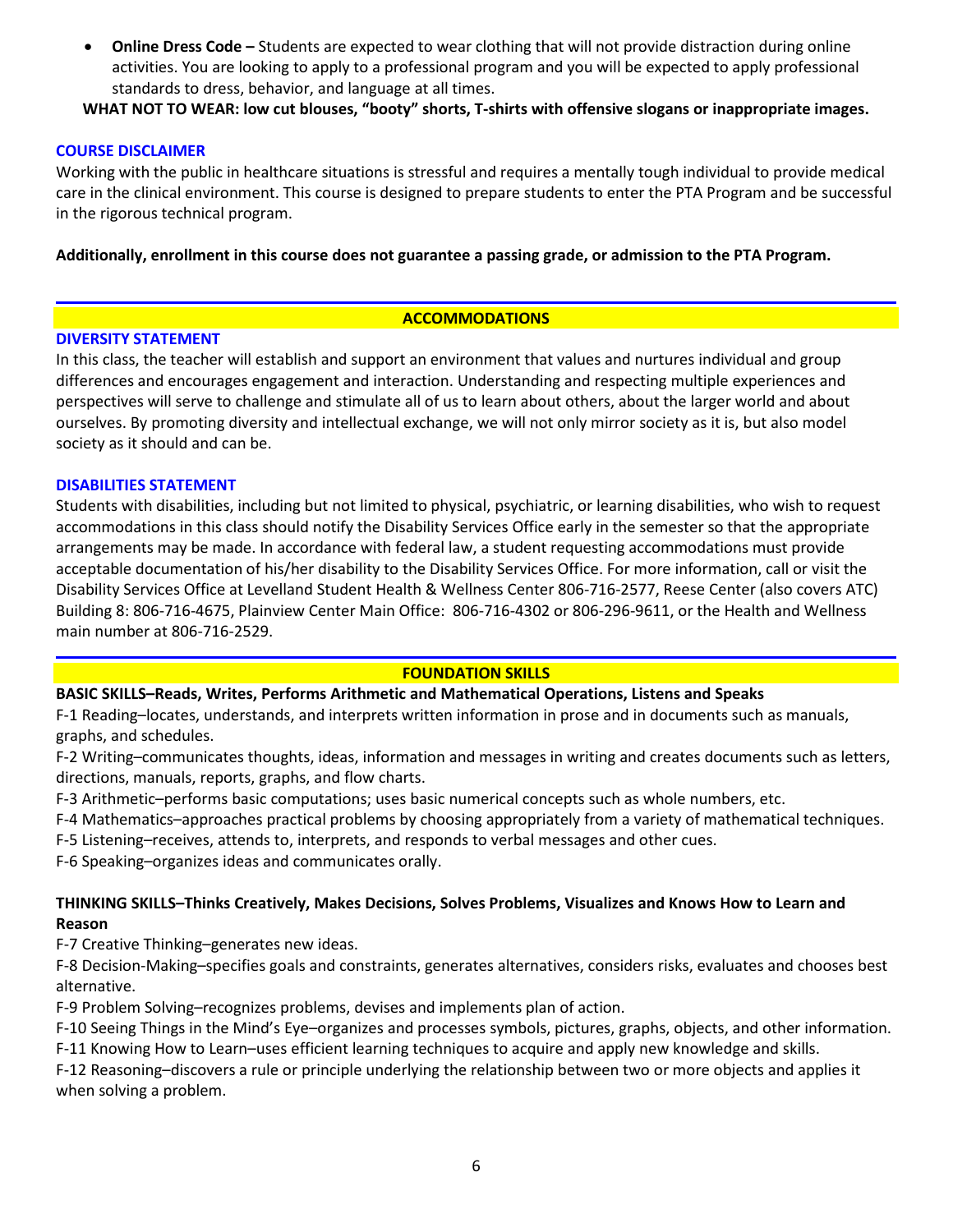- **Online Dress Code –** Students are expected to wear clothing that will not provide distraction during online activities. You are looking to apply to a professional program and you will be expected to apply professional standards to dress, behavior, and language at all times.

**WHAT NOT TO WEAR: low cut blouses, "booty" shorts, T-shirts with offensive slogans or inappropriate images.**

### COURSE DISCLAIMER

Working with the public in healthcare situations is stressful and requires a mentally tough individual to provide medical care in the clinical environment. This course is designed to prepare students to enter the PTA Program and be successful in the rigorous technical program.

**Additionally, enrollment in this course does not guarantee a passing grade, or admission to the PTA Program.**

## ACCOMMODATIONS

### DIVERSITY STATEMENT

In this class, the teacher will establish and support an environment that values and nurtures individual and group differences and encourages engagement and interaction. Understanding and respecting multiple experiences and perspectives will serve to challenge and stimulate all of us to learn about others, about the larger world and about ourselves. By promoting diversity and intellectual exchange, we will not only mirror society as it is, but also model society as it should and can be.

### DISABILITIES STATEMENT

Students with disabilities, including but not limited to physical, psychiatric, or learning disabilities, who wish to request accommodations in this class should notify the Disability Services Office early in the semester so that the appropriate arrangements may be made. In accordance with federal law, a student requesting accommodations must provide acceptable documentation of his/her disability to the Disability Services Office. For more information, call or visit the Disability Services Office at Levelland Student Health & Wellness Center 806-716-2577, Reese Center (also covers ATC) Building 8: 806-716-4675, Plainview Center Main Office: 806-716-4302 or 806-296-9611, or the Health and Wellness main number at 806-716-2529.

## FOUNDATION SKILLS

**BASIC SKILLS–Reads, Writes, Performs Arithmetic and Mathematical Operations, Listens and Speaks**

F-1 Reading–locates, understands, and interprets written information in prose and in documents such as manuals, graphs, and schedules.

F-2 Writing–communicates thoughts, ideas, information and messages in writing and creates documents such as letters, directions, manuals, reports, graphs, and flow charts.

F-3 Arithmetic–performs basic computations; uses basic numerical concepts such as whole numbers, etc.

F-4 Mathematics–approaches practical problems by choosing appropriately from a variety of mathematical techniques.

F-5 Listening–receives, attends to, interprets, and responds to verbal messages and other cues.

F-6 Speaking–organizes ideas and communicates orally.

**THINKING SKILLS–Thinks Creatively, Makes Decisions, Solves Problems, Visualizes and Knows How to Learn and Reason**

F-7 Creative Thinking–generates new ideas.

F-8 Decision-Making–specifies goals and constraints, generates alternatives, considers risks, evaluates and chooses best alternative.

F-9 Problem Solving–recognizes problems, devises and implements plan of action.

F-10 Seeing Things in the Mind's Eye–organizes and processes symbols, pictures, graphs, objects, and other information.

F-11 Knowing How to Learn–uses efficient learning techniques to acquire and apply new knowledge and skills.

F-12 Reasoning–discovers a rule or principle underlying the relationship between two or more objects and applies it when solving a problem.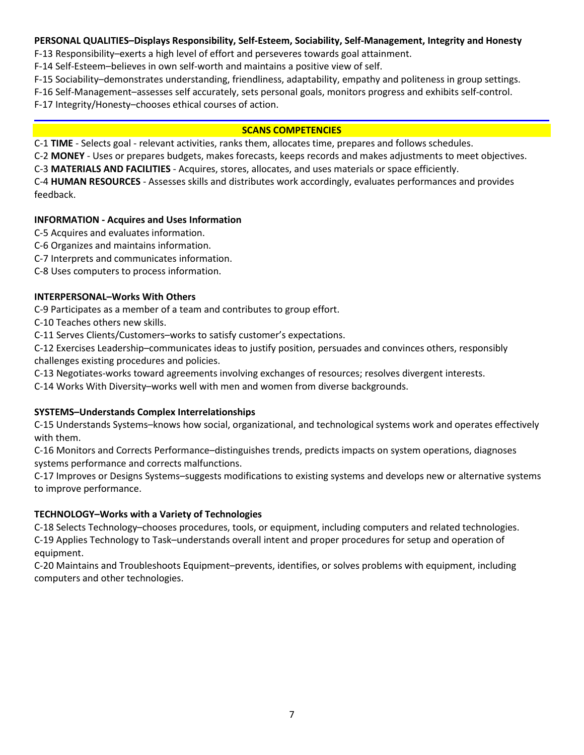**PERSONAL QUALITIES–Displays Responsibility, Self-Esteem, Sociability, Self-Management, Integrity and Honesty**

F-13 Responsibility–exerts a high level of effort and perseveres towards goal attainment.

F-14 Self-Esteem–believes in own self-worth and maintains a positive view of self.

F-15 Sociability–demonstrates understanding, friendliness, adaptability, empathy and politeness in group settings.

F-16 Self-Management–assesses self accurately, sets personal goals, monitors progress and exhibits self-control.

F-17 Integrity/Honesty–chooses ethical courses of action.

## SCANS COMPETENCIES

C-1 **TIME** - Selects goal - relevant activities, ranks them, allocates time, prepares and follows schedules.

C-2 **MONEY** - Uses or prepares budgets, makes forecasts, keeps records and makes adjustments to meet objectives.

C-3 **MATERIALS AND FACILITIES** - Acquires, stores, allocates, and uses materials or space efficiently.

C-4 **HUMAN RESOURCES** - Assesses skills and distributes work accordingly, evaluates performances and provides feedback.

**INFORMATION - Acquires and Uses Information**

C-5 Acquires and evaluates information.

C-6 Organizes and maintains information.

C-7 Interprets and communicates information.

C-8 Uses computers to process information.

**INTERPERSONAL–Works With Others**

C-9 Participates as a member of a team and contributes to group effort.

C-10 Teaches others new skills.

C-11 Serves Clients/Customers–works to satisfy customer's expectations.

C-12 Exercises Leadership–communicates ideas to justify position, persuades and convinces others, responsibly challenges existing procedures and policies.

C-13 Negotiates-works toward agreements involving exchanges of resources; resolves divergent interests.

C-14 Works With Diversity–works well with men and women from diverse backgrounds.

**SYSTEMS–Understands Complex Interrelationships**

C-15 Understands Systems–knows how social, organizational, and technological systems work and operates effectively with them.

C-16 Monitors and Corrects Performance–distinguishes trends, predicts impacts on system operations, diagnoses systems performance and corrects malfunctions.

C-17 Improves or Designs Systems–suggests modifications to existing systems and develops new or alternative systems to improve performance.

**TECHNOLOGY–Works with a Variety of Technologies**

C-18 Selects Technology–chooses procedures, tools, or equipment, including computers and related technologies.

C-19 Applies Technology to Task–understands overall intent and proper procedures for setup and operation of equipment.

C-20 Maintains and Troubleshoots Equipment–prevents, identifies, or solves problems with equipment, including computers and other technologies.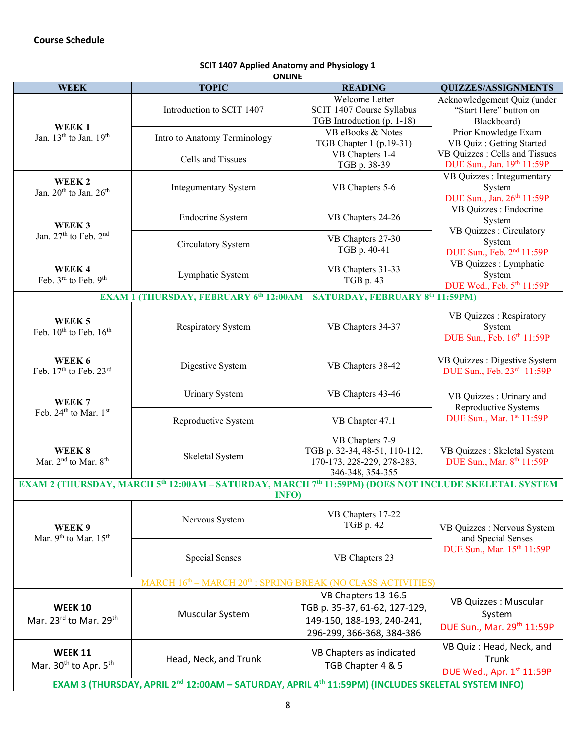**Course Schedule**

**SCIT 1407 Applied Anatomy and Physiology 1**
**ONLINE**

| WEEK | TOPIC | READING | QUIZZES/ASSIGNMENTS |
|---|---|---|---|
| **WEEK 1** Jan. 13th to Jan. 19th | Introduction to SCIT 1407 | Welcome Letter SCIT 1407 Course Syllabus TGB Introduction (p. 1-18) | Acknowledgement Quiz (under "Start Here" button on Blackboard) Prior Knowledge Exam VB Quiz : Getting Started VB Quizzes : Cells and Tissues DUE Sun., Jan. 19th 11:59P |
| | Intro to Anatomy Terminology | VB eBooks & Notes TGB Chapter 1 (p.19-31) | |
| | Cells and Tissues | VB Chapters 1-4 TGB p. 38-39 | |
| **WEEK 2** Jan. 20th to Jan. 26th | Integumentary System | VB Chapters 5-6 | VB Quizzes : Integumentary System DUE Sun., Jan. 26th 11:59P |
| **WEEK 3** Jan. 27th to Feb. 2nd | Endocrine System | VB Chapters 24-26 | VB Quizzes : Endocrine System VB Quizzes : Circulatory System DUE Sun., Feb. 2nd 11:59P |
| | Circulatory System | VB Chapters 27-30 TGB p. 40-41 | |
| **WEEK 4** Feb. 3rd to Feb. 9th | Lymphatic System | VB Chapters 31-33 TGB p. 43 | VB Quizzes : Lymphatic System DUE Wed., Feb. 5th 11:59P |
| **EXAM 1 (THURSDAY, FEBRUARY 6th 12:00AM – SATURDAY, FEBRUARY 8th 11:59PM)** | | | |
| **WEEK 5** Feb. 10th to Feb. 16th | Respiratory System | VB Chapters 34-37 | VB Quizzes : Respiratory System DUE Sun., Feb. 16th 11:59P |
| **WEEK 6** Feb. 17th to Feb. 23rd | Digestive System | VB Chapters 38-42 | VB Quizzes : Digestive System DUE Sun., Feb. 23rd 11:59P |
| **WEEK 7** Feb. 24th to Mar. 1st | Urinary System | VB Chapters 43-46 | VB Quizzes : Urinary and Reproductive Systems DUE Sun., Mar. 1st 11:59P |
| | Reproductive System | VB Chapter 47.1 | |
| **WEEK 8** Mar. 2nd to Mar. 8th | Skeletal System | VB Chapters 7-9 TGB p. 32-34, 48-51, 110-112, 170-173, 228-229, 278-283, 346-348, 354-355 | VB Quizzes : Skeletal System DUE Sun., Mar. 8th 11:59P |
| **EXAM 2 (THURSDAY, MARCH 5th 12:00AM – SATURDAY, MARCH 7th 11:59PM) (DOES NOT INCLUDE SKELETAL SYSTEM INFO)** | | | |
| **WEEK 9** Mar. 9th to Mar. 15th | Nervous System | VB Chapters 17-22 TGB p. 42 | VB Quizzes : Nervous System and Special Senses DUE Sun., Mar. 15th 11:59P |
| | Special Senses | VB Chapters 23 | |
| MARCH 16th – MARCH 20th : SPRING BREAK (NO CLASS ACTIVITIES) | | | |
| **WEEK 10** Mar. 23rd to Mar. 29th | Muscular System | VB Chapters 13-16.5 TGB p. 35-37, 61-62, 127-129, 149-150, 188-193, 240-241, 296-299, 366-368, 384-386 | VB Quizzes : Muscular System DUE Sun., Mar. 29th 11:59P |
| **WEEK 11** Mar. 30th to Apr. 5th | Head, Neck, and Trunk | VB Chapters as indicated TGB Chapter 4 & 5 | VB Quiz : Head, Neck, and Trunk DUE Wed., Apr. 1st 11:59P |
| **EXAM 3 (THURSDAY, APRIL 2nd 12:00AM – SATURDAY, APRIL 4th 11:59PM) (INCLUDES SKELETAL SYSTEM INFO)** | | | |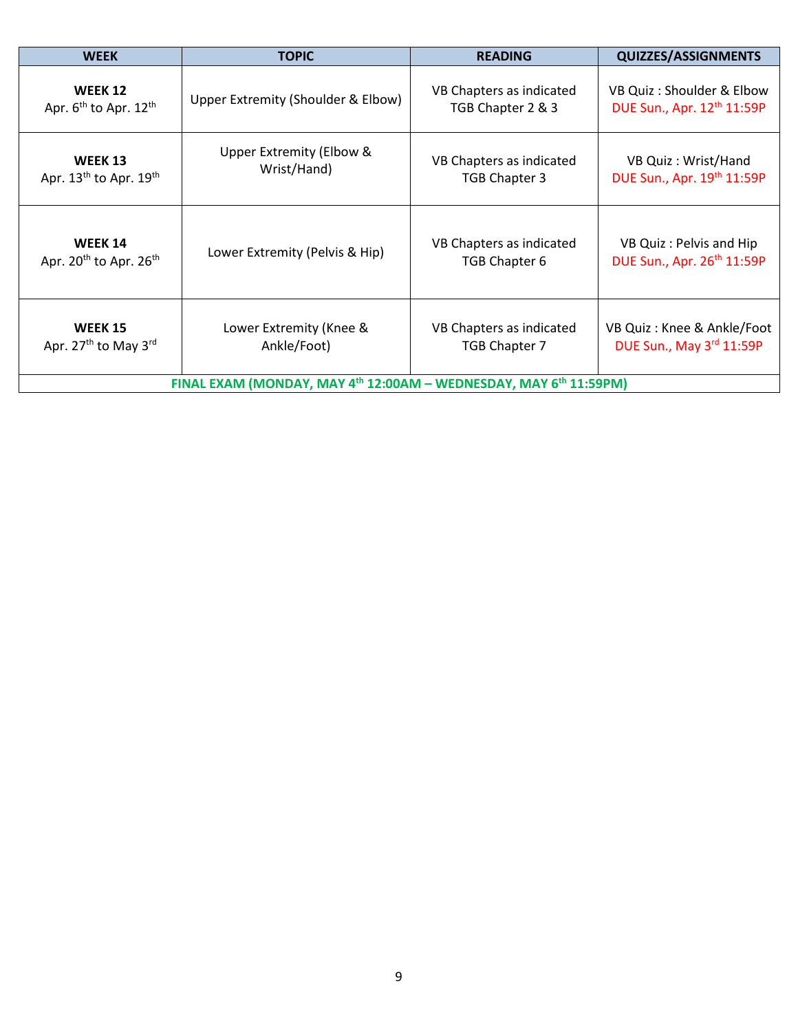| WEEK | TOPIC | READING | QUIZZES/ASSIGNMENTS |
| --- | --- | --- | --- |
| **WEEK 12** Apr. 6th to Apr. 12th | Upper Extremity (Shoulder & Elbow) | VB Chapters as indicated TGB Chapter 2 & 3 | VB Quiz : Shoulder & Elbow DUE Sun., Apr. 12th 11:59P |
| **WEEK 13** Apr. 13th to Apr. 19th | Upper Extremity (Elbow & Wrist/Hand) | VB Chapters as indicated TGB Chapter 3 | VB Quiz : Wrist/Hand DUE Sun., Apr. 19th 11:59P |
| **WEEK 14** Apr. 20th to Apr. 26th | Lower Extremity (Pelvis & Hip) | VB Chapters as indicated TGB Chapter 6 | VB Quiz : Pelvis and Hip DUE Sun., Apr. 26th 11:59P |
| **WEEK 15** Apr. 27th to May 3rd | Lower Extremity (Knee & Ankle/Foot) | VB Chapters as indicated TGB Chapter 7 | VB Quiz : Knee & Ankle/Foot DUE Sun., May 3rd 11:59P |
| **FINAL EXAM (MONDAY, MAY 4th 12:00AM – WEDNESDAY, MAY 6th 11:59PM)** | | | |